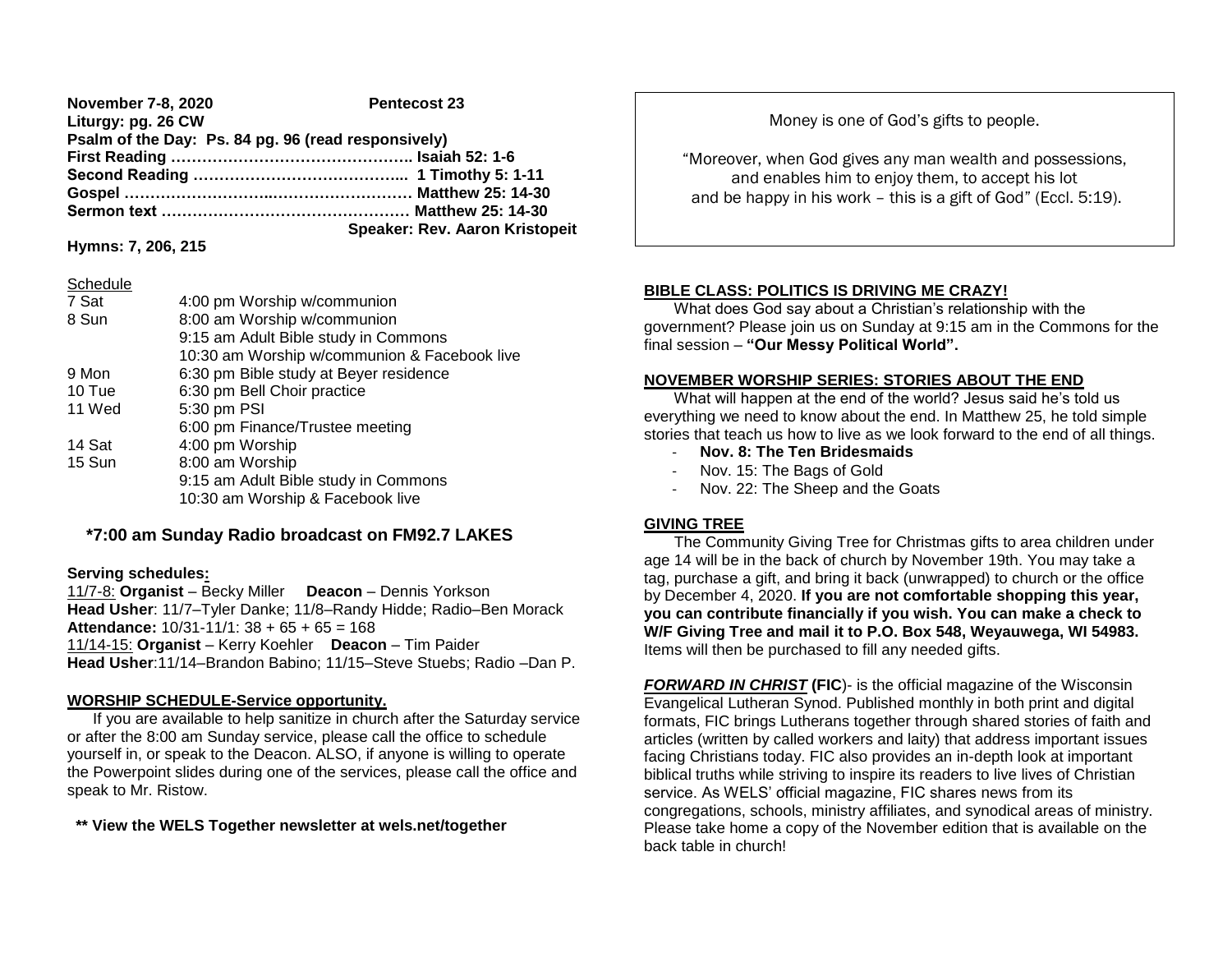**November 7-8, 2020** **Pentecost 23**

**Liturgy: pg. 26 CW**

**Psalm of the Day: Ps. 84 pg. 96 (read responsively)**

**First Reading ……………………………………….. Isaiah 52: 1-6**

**Second Reading …………………………………... 1 Timothy 5: 1-11**

**Gospel ……………………..……………………… Matthew 25: 14-30**

**Sermon text ………………………………………… Matthew 25: 14-30**

**Speaker: Rev. Aaron Kristopeit**

**Hymns: 7, 206, 215**

Schedule

| | |
|---|---|
| 7 Sat | 4:00 pm Worship w/communion |
| 8 Sun | 8:00 am Worship w/communion |
| | 9:15 am Adult Bible study in Commons |
| | 10:30 am Worship w/communion & Facebook live |
| 9 Mon | 6:30 pm Bible study at Beyer residence |
| 10 Tue | 6:30 pm Bell Choir practice |
| 11 Wed | 5:30 pm PSI |
| | 6:00 pm Finance/Trustee meeting |
| 14 Sat | 4:00 pm Worship |
| 15 Sun | 8:00 am Worship |
| | 9:15 am Adult Bible study in Commons |
| | 10:30 am Worship & Facebook live |

**\*7:00 am Sunday Radio broadcast on FM92.7 LAKES**

**Serving schedules:**

11/7-8: **Organist** – Becky Miller **Deacon** – Dennis Yorkson
**Head Usher**: 11/7–Tyler Danke; 11/8–Randy Hidde; Radio–Ben Morack
**Attendance:** 10/31-11/1: 38 + 65 + 65 = 168
11/14-15: **Organist** – Kerry Koehler **Deacon** – Tim Paider
**Head Usher**:11/14–Brandon Babino; 11/15–Steve Stuebs; Radio –Dan P.

**WORSHIP SCHEDULE-Service opportunity.**

If you are available to help sanitize in church after the Saturday service or after the 8:00 am Sunday service, please call the office to schedule yourself in, or speak to the Deacon. ALSO, if anyone is willing to operate the Powerpoint slides during one of the services, please call the office and speak to Mr. Ristow.

**\*\* View the WELS Together newsletter at wels.net/together**

Money is one of God's gifts to people.

"Moreover, when God gives any man wealth and possessions, and enables him to enjoy them, to accept his lot and be happy in his work – this is a gift of God" (Eccl. 5:19).

**BIBLE CLASS: POLITICS IS DRIVING ME CRAZY!**

What does God say about a Christian's relationship with the government? Please join us on Sunday at 9:15 am in the Commons for the final session – **"Our Messy Political World".**

**NOVEMBER WORSHIP SERIES: STORIES ABOUT THE END**

What will happen at the end of the world? Jesus said he's told us everything we need to know about the end. In Matthew 25, he told simple stories that teach us how to live as we look forward to the end of all things.

- **Nov. 8: The Ten Bridesmaids**
- Nov. 15: The Bags of Gold
- Nov. 22: The Sheep and the Goats

**GIVING TREE**

The Community Giving Tree for Christmas gifts to area children under age 14 will be in the back of church by November 19th. You may take a tag, purchase a gift, and bring it back (unwrapped) to church or the office by December 4, 2020. **If you are not comfortable shopping this year, you can contribute financially if you wish. You can make a check to W/F Giving Tree and mail it to P.O. Box 548, Weyauwega, WI 54983.** Items will then be purchased to fill any needed gifts.

***FORWARD IN CHRIST*** **(FIC)**- is the official magazine of the Wisconsin Evangelical Lutheran Synod. Published monthly in both print and digital formats, FIC brings Lutherans together through shared stories of faith and articles (written by called workers and laity) that address important issues facing Christians today. FIC also provides an in-depth look at important biblical truths while striving to inspire its readers to live lives of Christian service. As WELS' official magazine, FIC shares news from its congregations, schools, ministry affiliates, and synodical areas of ministry. Please take home a copy of the November edition that is available on the back table in church!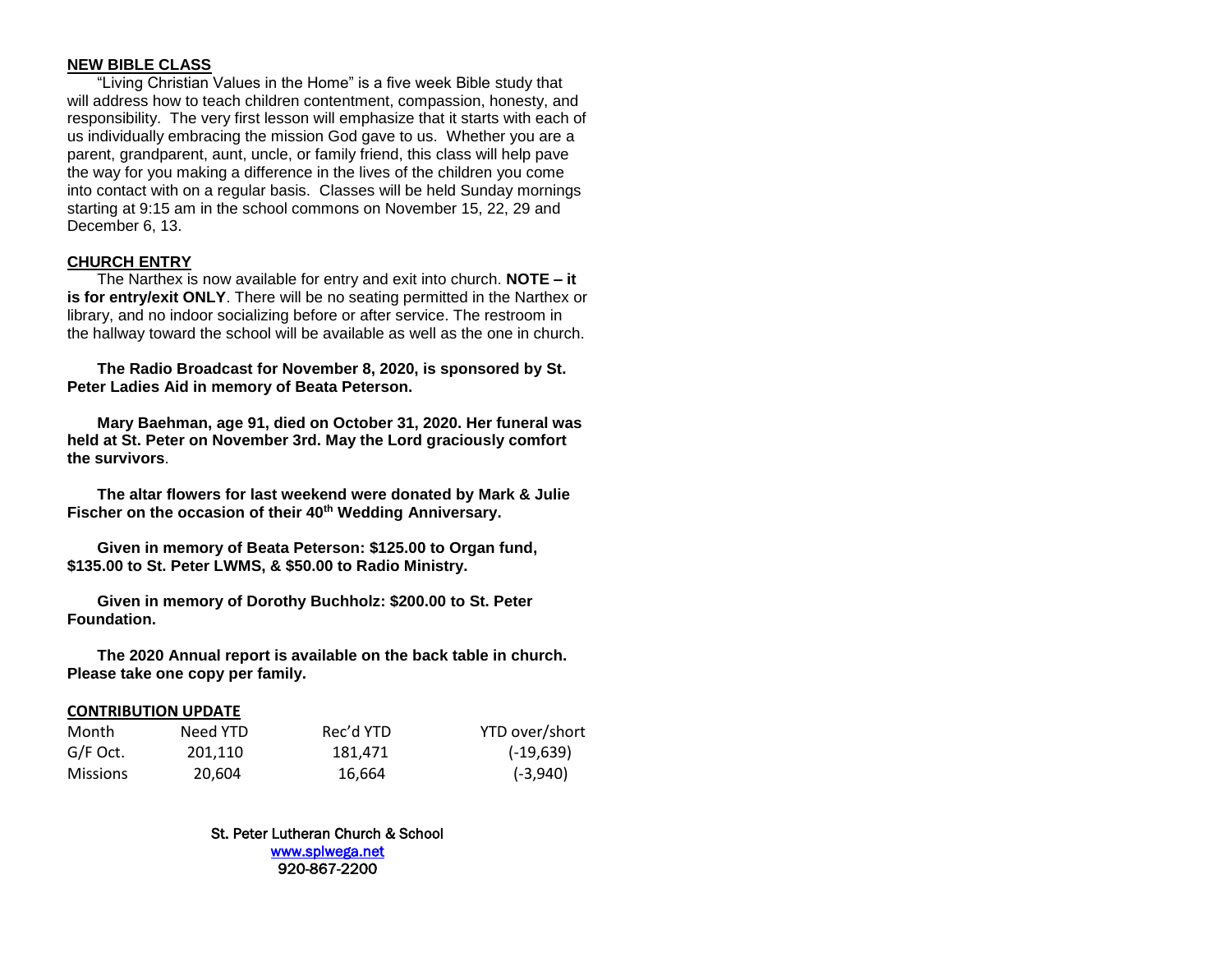## NEW BIBLE CLASS

"Living Christian Values in the Home" is a five week Bible study that will address how to teach children contentment, compassion, honesty, and responsibility. The very first lesson will emphasize that it starts with each of us individually embracing the mission God gave to us. Whether you are a parent, grandparent, aunt, uncle, or family friend, this class will help pave the way for you making a difference in the lives of the children you come into contact with on a regular basis. Classes will be held Sunday mornings starting at 9:15 am in the school commons on November 15, 22, 29 and December 6, 13.

## CHURCH ENTRY

The Narthex is now available for entry and exit into church. **NOTE – it is for entry/exit ONLY**. There will be no seating permitted in the Narthex or library, and no indoor socializing before or after service. The restroom in the hallway toward the school will be available as well as the one in church.

**The Radio Broadcast for November 8, 2020, is sponsored by St. Peter Ladies Aid in memory of Beata Peterson.**

**Mary Baehman, age 91, died on October 31, 2020. Her funeral was held at St. Peter on November 3rd. May the Lord graciously comfort the survivors**.

**The altar flowers for last weekend were donated by Mark & Julie Fischer on the occasion of their 40th Wedding Anniversary.**

**Given in memory of Beata Peterson: $125.00 to Organ fund, $135.00 to St. Peter LWMS, & $50.00 to Radio Ministry.**

**Given in memory of Dorothy Buchholz: $200.00 to St. Peter Foundation.**

**The 2020 Annual report is available on the back table in church. Please take one copy per family.**

## CONTRIBUTION UPDATE

| Month | Need YTD | Rec'd YTD | YTD over/short |
|---|---|---|---|
| G/F Oct. | 201,110 | 181,471 | (-19,639) |
| Missions | 20,604 | 16,664 | (-3,940) |

St. Peter Lutheran Church & School
www.splwega.net
920-867-2200